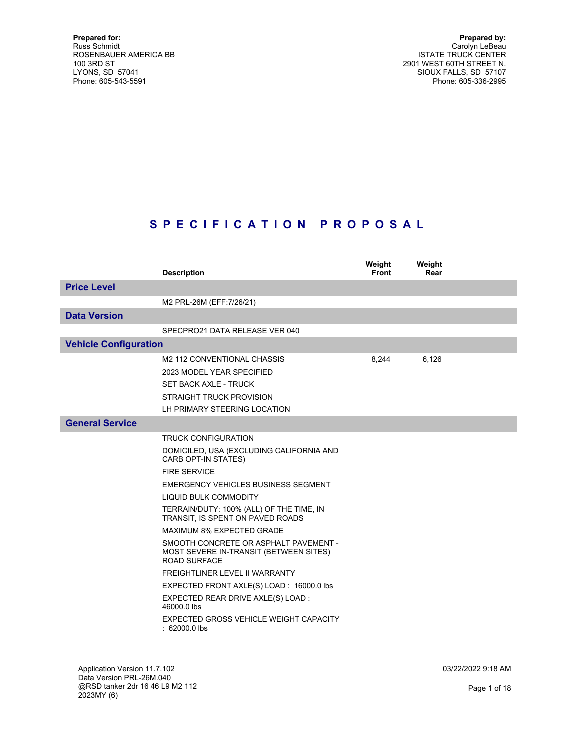**Prepared for:**
Russ Schmidt
ROSENBAUER AMERICA BB
100 3RD ST
LYONS, SD 57041
Phone: 605-543-5591

**Prepared by:**
Carolyn LeBeau
ISTATE TRUCK CENTER
2901 WEST 60TH STREET N.
SIOUX FALLS, SD 57107
Phone: 605-336-2995

# S P E C I F I C A T I O N   P R O P O S A L

| | Description | Weight Front | Weight Rear |
|---|---|---|---|
| **Price Level** | | | |
| | M2 PRL-26M (EFF:7/26/21) | | |
| **Data Version** | | | |
| | SPECPRO21 DATA RELEASE VER 040 | | |
| **Vehicle Configuration** | | | |
| | M2 112 CONVENTIONAL CHASSIS | 8,244 | 6,126 |
| | 2023 MODEL YEAR SPECIFIED | | |
| | SET BACK AXLE - TRUCK | | |
| | STRAIGHT TRUCK PROVISION | | |
| | LH PRIMARY STEERING LOCATION | | |
| **General Service** | | | |
| | TRUCK CONFIGURATION | | |
| | DOMICILED, USA (EXCLUDING CALIFORNIA AND CARB OPT-IN STATES) | | |
| | FIRE SERVICE | | |
| | EMERGENCY VEHICLES BUSINESS SEGMENT | | |
| | LIQUID BULK COMMODITY | | |
| | TERRAIN/DUTY: 100% (ALL) OF THE TIME, IN TRANSIT, IS SPENT ON PAVED ROADS | | |
| | MAXIMUM 8% EXPECTED GRADE | | |
| | SMOOTH CONCRETE OR ASPHALT PAVEMENT - MOST SEVERE IN-TRANSIT (BETWEEN SITES) ROAD SURFACE | | |
| | FREIGHTLINER LEVEL II WARRANTY | | |
| | EXPECTED FRONT AXLE(S) LOAD : 16000.0 lbs | | |
| | EXPECTED REAR DRIVE AXLE(S) LOAD : 46000.0 lbs | | |
| | EXPECTED GROSS VEHICLE WEIGHT CAPACITY : 62000.0 lbs | | |

Application Version 11.7.102
Data Version PRL-26M.040
@RSD tanker 2dr 16 46 L9 M2 112 2023MY (6)

03/22/2022 9:18 AM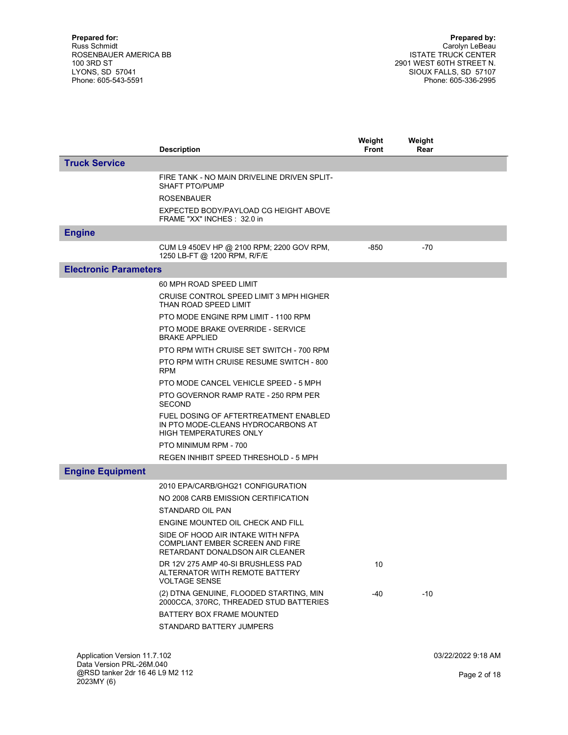**Prepared for:**
Russ Schmidt
ROSENBAUER AMERICA BB
100 3RD ST
LYONS, SD 57041
Phone: 605-543-5591

**Prepared by:**
Carolyn LeBeau
ISTATE TRUCK CENTER
2901 WEST 60TH STREET N.
SIOUX FALLS, SD 57107
Phone: 605-336-2995

| | Description | Weight Front | Weight Rear |
|---|---|---|---|
| **Truck Service** | | | |
| | FIRE TANK - NO MAIN DRIVELINE DRIVEN SPLIT-SHAFT PTO/PUMP | | |
| | ROSENBAUER | | |
| | EXPECTED BODY/PAYLOAD CG HEIGHT ABOVE FRAME "XX" INCHES : 32.0 in | | |
| **Engine** | | | |
| | CUM L9 450EV HP @ 2100 RPM; 2200 GOV RPM, 1250 LB-FT @ 1200 RPM, R/F/E | -850 | -70 |
| **Electronic Parameters** | | | |
| | 60 MPH ROAD SPEED LIMIT | | |
| | CRUISE CONTROL SPEED LIMIT 3 MPH HIGHER THAN ROAD SPEED LIMIT | | |
| | PTO MODE ENGINE RPM LIMIT - 1100 RPM | | |
| | PTO MODE BRAKE OVERRIDE - SERVICE BRAKE APPLIED | | |
| | PTO RPM WITH CRUISE SET SWITCH - 700 RPM | | |
| | PTO RPM WITH CRUISE RESUME SWITCH - 800 RPM | | |
| | PTO MODE CANCEL VEHICLE SPEED - 5 MPH | | |
| | PTO GOVERNOR RAMP RATE - 250 RPM PER SECOND | | |
| | FUEL DOSING OF AFTERTREATMENT ENABLED IN PTO MODE-CLEANS HYDROCARBONS AT HIGH TEMPERATURES ONLY | | |
| | PTO MINIMUM RPM - 700 | | |
| | REGEN INHIBIT SPEED THRESHOLD - 5 MPH | | |
| **Engine Equipment** | | | |
| | 2010 EPA/CARB/GHG21 CONFIGURATION | | |
| | NO 2008 CARB EMISSION CERTIFICATION | | |
| | STANDARD OIL PAN | | |
| | ENGINE MOUNTED OIL CHECK AND FILL | | |
| | SIDE OF HOOD AIR INTAKE WITH NFPA COMPLIANT EMBER SCREEN AND FIRE RETARDANT DONALDSON AIR CLEANER | | |
| | DR 12V 275 AMP 40-SI BRUSHLESS PAD ALTERNATOR WITH REMOTE BATTERY VOLTAGE SENSE | 10 | |
| | (2) DTNA GENUINE, FLOODED STARTING, MIN 2000CCA, 370RC, THREADED STUD BATTERIES | -40 | -10 |
| | BATTERY BOX FRAME MOUNTED | | |
| | STANDARD BATTERY JUMPERS | | |

Application Version 11.7.102
Data Version PRL-26M.040
@RSD tanker 2dr 16 46 L9 M2 112 2023MY (6)

03/22/2022 9:18 AM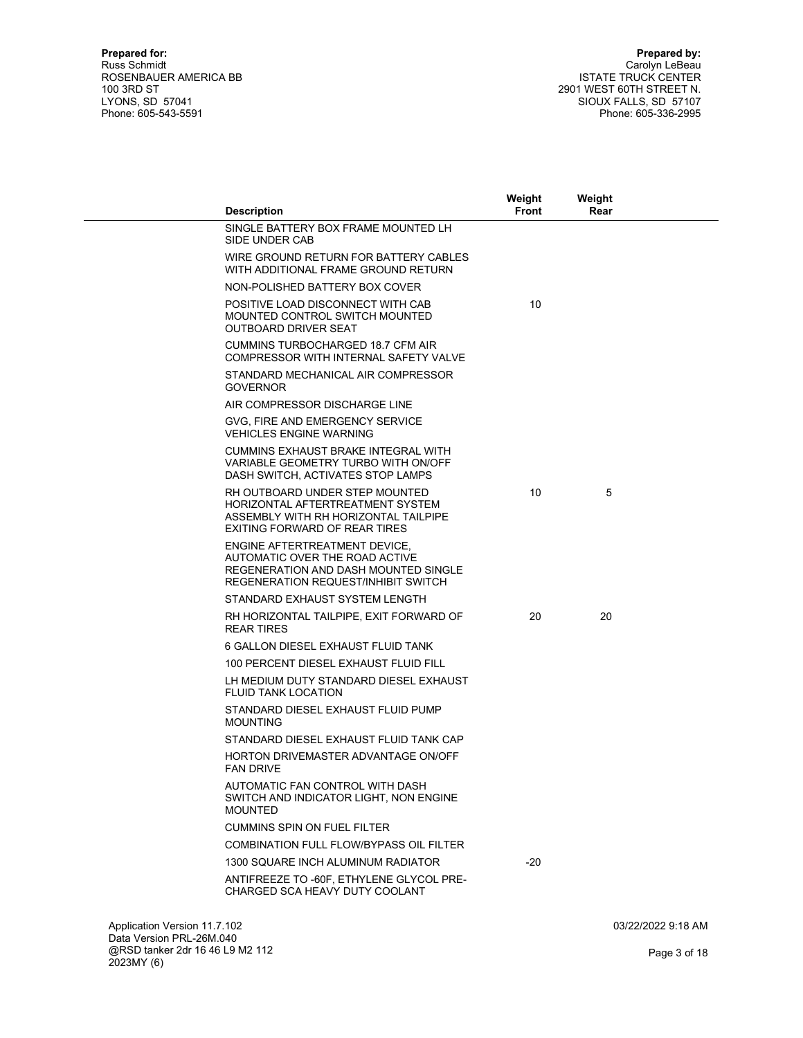**Prepared for:**
Russ Schmidt
ROSENBAUER AMERICA BB
100 3RD ST
LYONS, SD 57041
Phone: 605-543-5591

**Prepared by:**
Carolyn LeBeau
ISTATE TRUCK CENTER
2901 WEST 60TH STREET N.
SIOUX FALLS, SD 57107
Phone: 605-336-2995

| Description | Weight Front | Weight Rear |
|---|---|---|
| SINGLE BATTERY BOX FRAME MOUNTED LH SIDE UNDER CAB | | |
| WIRE GROUND RETURN FOR BATTERY CABLES WITH ADDITIONAL FRAME GROUND RETURN | | |
| NON-POLISHED BATTERY BOX COVER | | |
| POSITIVE LOAD DISCONNECT WITH CAB MOUNTED CONTROL SWITCH MOUNTED OUTBOARD DRIVER SEAT | 10 | |
| CUMMINS TURBOCHARGED 18.7 CFM AIR COMPRESSOR WITH INTERNAL SAFETY VALVE | | |
| STANDARD MECHANICAL AIR COMPRESSOR GOVERNOR | | |
| AIR COMPRESSOR DISCHARGE LINE | | |
| GVG, FIRE AND EMERGENCY SERVICE VEHICLES ENGINE WARNING | | |
| CUMMINS EXHAUST BRAKE INTEGRAL WITH VARIABLE GEOMETRY TURBO WITH ON/OFF DASH SWITCH, ACTIVATES STOP LAMPS | | |
| RH OUTBOARD UNDER STEP MOUNTED HORIZONTAL AFTERTREATMENT SYSTEM ASSEMBLY WITH RH HORIZONTAL TAILPIPE EXITING FORWARD OF REAR TIRES | 10 | 5 |
| ENGINE AFTERTREATMENT DEVICE, AUTOMATIC OVER THE ROAD ACTIVE REGENERATION AND DASH MOUNTED SINGLE REGENERATION REQUEST/INHIBIT SWITCH | | |
| STANDARD EXHAUST SYSTEM LENGTH | | |
| RH HORIZONTAL TAILPIPE, EXIT FORWARD OF REAR TIRES | 20 | 20 |
| 6 GALLON DIESEL EXHAUST FLUID TANK | | |
| 100 PERCENT DIESEL EXHAUST FLUID FILL | | |
| LH MEDIUM DUTY STANDARD DIESEL EXHAUST FLUID TANK LOCATION | | |
| STANDARD DIESEL EXHAUST FLUID PUMP MOUNTING | | |
| STANDARD DIESEL EXHAUST FLUID TANK CAP | | |
| HORTON DRIVEMASTER ADVANTAGE ON/OFF FAN DRIVE | | |
| AUTOMATIC FAN CONTROL WITH DASH SWITCH AND INDICATOR LIGHT, NON ENGINE MOUNTED | | |
| CUMMINS SPIN ON FUEL FILTER | | |
| COMBINATION FULL FLOW/BYPASS OIL FILTER | | |
| 1300 SQUARE INCH ALUMINUM RADIATOR | -20 | |
| ANTIFREEZE TO -60F, ETHYLENE GLYCOL PRE-CHARGED SCA HEAVY DUTY COOLANT | | |

Application Version 11.7.102
Data Version PRL-26M.040
@RSD tanker 2dr 16 46 L9 M2 112
2023MY (6)

03/22/2022 9:18 AM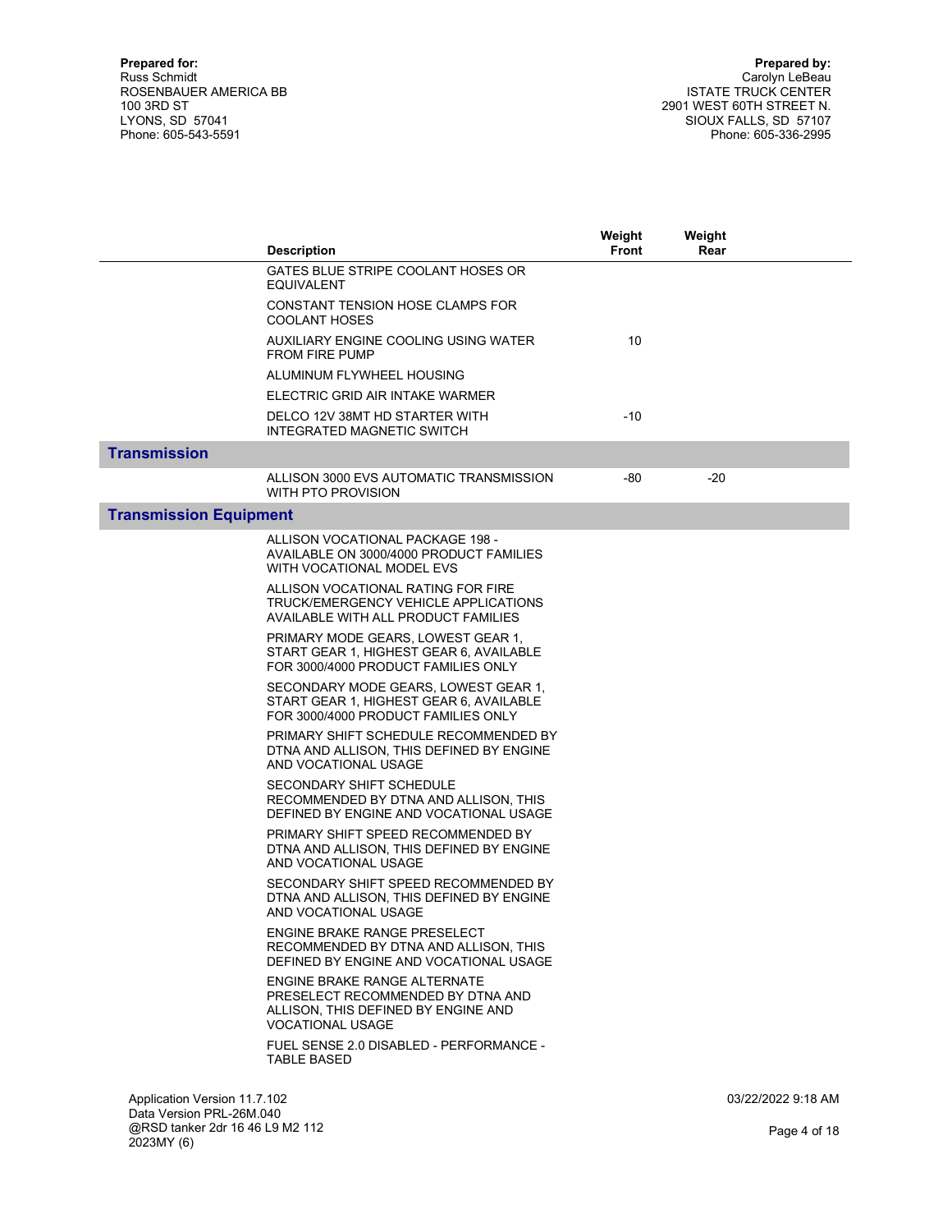**Prepared for:**
Russ Schmidt
ROSENBAUER AMERICA BB
100 3RD ST
LYONS, SD 57041
Phone: 605-543-5591

**Prepared by:**
Carolyn LeBeau
ISTATE TRUCK CENTER
2901 WEST 60TH STREET N.
SIOUX FALLS, SD 57107
Phone: 605-336-2995

| | Description | Weight Front | Weight Rear |
|---|---|---|---|
| | GATES BLUE STRIPE COOLANT HOSES OR EQUIVALENT | | |
| | CONSTANT TENSION HOSE CLAMPS FOR COOLANT HOSES | | |
| | AUXILIARY ENGINE COOLING USING WATER FROM FIRE PUMP | 10 | |
| | ALUMINUM FLYWHEEL HOUSING | | |
| | ELECTRIC GRID AIR INTAKE WARMER | | |
| | DELCO 12V 38MT HD STARTER WITH INTEGRATED MAGNETIC SWITCH | -10 | |
| **Transmission** | | | |
| | ALLISON 3000 EVS AUTOMATIC TRANSMISSION WITH PTO PROVISION | -80 | -20 |
| **Transmission Equipment** | | | |
| | ALLISON VOCATIONAL PACKAGE 198 - AVAILABLE ON 3000/4000 PRODUCT FAMILIES WITH VOCATIONAL MODEL EVS | | |
| | ALLISON VOCATIONAL RATING FOR FIRE TRUCK/EMERGENCY VEHICLE APPLICATIONS AVAILABLE WITH ALL PRODUCT FAMILIES | | |
| | PRIMARY MODE GEARS, LOWEST GEAR 1, START GEAR 1, HIGHEST GEAR 6, AVAILABLE FOR 3000/4000 PRODUCT FAMILIES ONLY | | |
| | SECONDARY MODE GEARS, LOWEST GEAR 1, START GEAR 1, HIGHEST GEAR 6, AVAILABLE FOR 3000/4000 PRODUCT FAMILIES ONLY | | |
| | PRIMARY SHIFT SCHEDULE RECOMMENDED BY DTNA AND ALLISON, THIS DEFINED BY ENGINE AND VOCATIONAL USAGE | | |
| | SECONDARY SHIFT SCHEDULE RECOMMENDED BY DTNA AND ALLISON, THIS DEFINED BY ENGINE AND VOCATIONAL USAGE | | |
| | PRIMARY SHIFT SPEED RECOMMENDED BY DTNA AND ALLISON, THIS DEFINED BY ENGINE AND VOCATIONAL USAGE | | |
| | SECONDARY SHIFT SPEED RECOMMENDED BY DTNA AND ALLISON, THIS DEFINED BY ENGINE AND VOCATIONAL USAGE | | |
| | ENGINE BRAKE RANGE PRESELECT RECOMMENDED BY DTNA AND ALLISON, THIS DEFINED BY ENGINE AND VOCATIONAL USAGE | | |
| | ENGINE BRAKE RANGE ALTERNATE PRESELECT RECOMMENDED BY DTNA AND ALLISON, THIS DEFINED BY ENGINE AND VOCATIONAL USAGE | | |
| | FUEL SENSE 2.0 DISABLED - PERFORMANCE - TABLE BASED | | |

Application Version 11.7.102
Data Version PRL-26M.040
@RSD tanker 2dr 16 46 L9 M2 112 2023MY (6)

03/22/2022 9:18 AM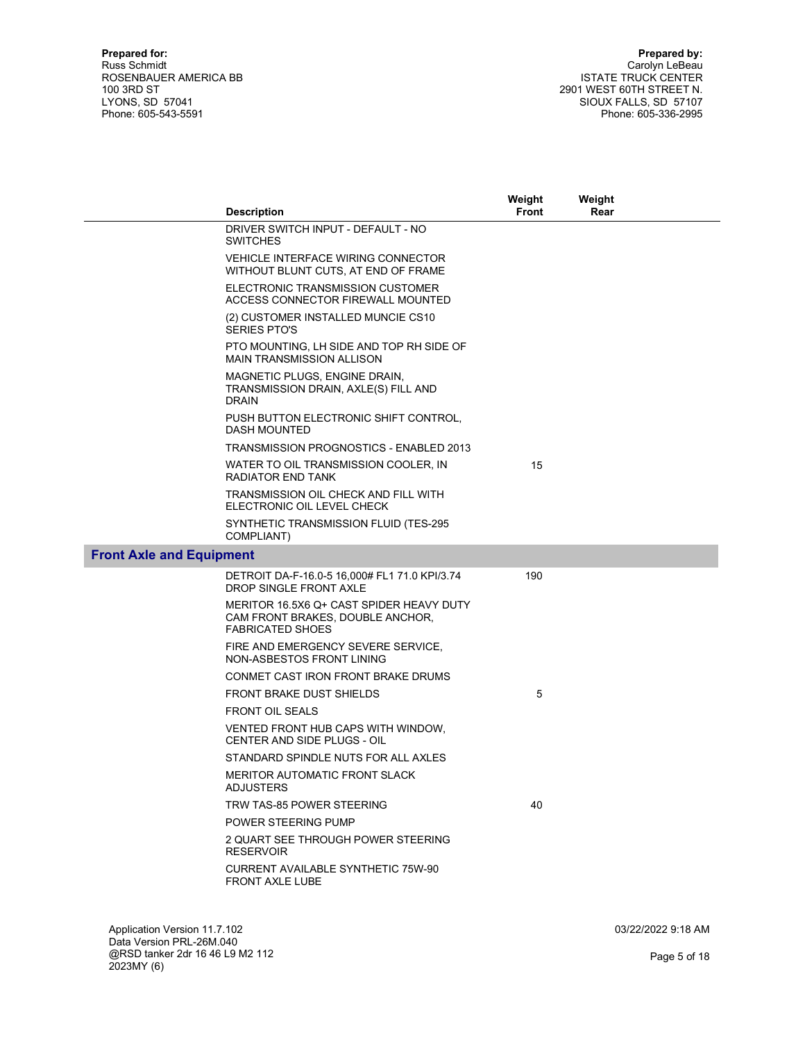**Prepared for:**
Russ Schmidt
ROSENBAUER AMERICA BB
100 3RD ST
LYONS, SD 57041
Phone: 605-543-5591

**Prepared by:**
Carolyn LeBeau
ISTATE TRUCK CENTER
2901 WEST 60TH STREET N.
SIOUX FALLS, SD 57107
Phone: 605-336-2995

| | Description | Weight Front | Weight Rear |
|---|---|---|---|
| | DRIVER SWITCH INPUT - DEFAULT - NO SWITCHES | | |
| | VEHICLE INTERFACE WIRING CONNECTOR WITHOUT BLUNT CUTS, AT END OF FRAME | | |
| | ELECTRONIC TRANSMISSION CUSTOMER ACCESS CONNECTOR FIREWALL MOUNTED | | |
| | (2) CUSTOMER INSTALLED MUNCIE CS10 SERIES PTO'S | | |
| | PTO MOUNTING, LH SIDE AND TOP RH SIDE OF MAIN TRANSMISSION ALLISON | | |
| | MAGNETIC PLUGS, ENGINE DRAIN, TRANSMISSION DRAIN, AXLE(S) FILL AND DRAIN | | |
| | PUSH BUTTON ELECTRONIC SHIFT CONTROL, DASH MOUNTED | | |
| | TRANSMISSION PROGNOSTICS - ENABLED 2013 | | |
| | WATER TO OIL TRANSMISSION COOLER, IN RADIATOR END TANK | 15 | |
| | TRANSMISSION OIL CHECK AND FILL WITH ELECTRONIC OIL LEVEL CHECK | | |
| | SYNTHETIC TRANSMISSION FLUID (TES-295 COMPLIANT) | | |
| **Front Axle and Equipment** | | | |
| | DETROIT DA-F-16.0-5 16,000# FL1 71.0 KPI/3.74 DROP SINGLE FRONT AXLE | 190 | |
| | MERITOR 16.5X6 Q+ CAST SPIDER HEAVY DUTY CAM FRONT BRAKES, DOUBLE ANCHOR, FABRICATED SHOES | | |
| | FIRE AND EMERGENCY SEVERE SERVICE, NON-ASBESTOS FRONT LINING | | |
| | CONMET CAST IRON FRONT BRAKE DRUMS | | |
| | FRONT BRAKE DUST SHIELDS | 5 | |
| | FRONT OIL SEALS | | |
| | VENTED FRONT HUB CAPS WITH WINDOW, CENTER AND SIDE PLUGS - OIL | | |
| | STANDARD SPINDLE NUTS FOR ALL AXLES | | |
| | MERITOR AUTOMATIC FRONT SLACK ADJUSTERS | | |
| | TRW TAS-85 POWER STEERING | 40 | |
| | POWER STEERING PUMP | | |
| | 2 QUART SEE THROUGH POWER STEERING RESERVOIR | | |
| | CURRENT AVAILABLE SYNTHETIC 75W-90 FRONT AXLE LUBE | | |

Application Version 11.7.102
Data Version PRL-26M.040
@RSD tanker 2dr 16 46 L9 M2 112 2023MY (6)

03/22/2022 9:18 AM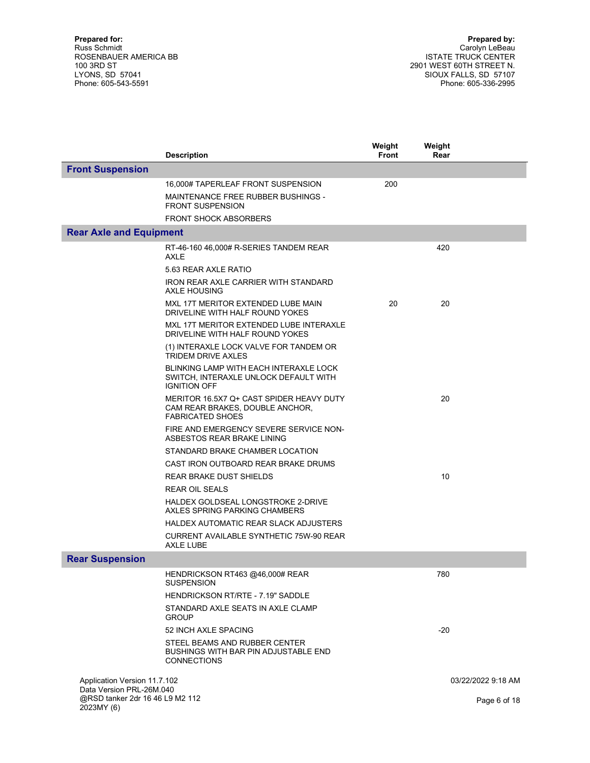**Prepared for:**
Russ Schmidt
ROSENBAUER AMERICA BB
100 3RD ST
LYONS, SD 57041
Phone: 605-543-5591

**Prepared by:**
Carolyn LeBeau
ISTATE TRUCK CENTER
2901 WEST 60TH STREET N.
SIOUX FALLS, SD 57107
Phone: 605-336-2995

| | Description | Weight Front | Weight Rear |
|---|---|---|---|
| **Front Suspension** | | | |
| | 16,000# TAPERLEAF FRONT SUSPENSION | 200 | |
| | MAINTENANCE FREE RUBBER BUSHINGS - FRONT SUSPENSION | | |
| | FRONT SHOCK ABSORBERS | | |
| **Rear Axle and Equipment** | | | |
| | RT-46-160 46,000# R-SERIES TANDEM REAR AXLE | | 420 |
| | 5.63 REAR AXLE RATIO | | |
| | IRON REAR AXLE CARRIER WITH STANDARD AXLE HOUSING | | |
| | MXL 17T MERITOR EXTENDED LUBE MAIN DRIVELINE WITH HALF ROUND YOKES | 20 | 20 |
| | MXL 17T MERITOR EXTENDED LUBE INTERAXLE DRIVELINE WITH HALF ROUND YOKES | | |
| | (1) INTERAXLE LOCK VALVE FOR TANDEM OR TRIDEM DRIVE AXLES | | |
| | BLINKING LAMP WITH EACH INTERAXLE LOCK SWITCH, INTERAXLE UNLOCK DEFAULT WITH IGNITION OFF | | |
| | MERITOR 16.5X7 Q+ CAST SPIDER HEAVY DUTY CAM REAR BRAKES, DOUBLE ANCHOR, FABRICATED SHOES | | 20 |
| | FIRE AND EMERGENCY SEVERE SERVICE NON-ASBESTOS REAR BRAKE LINING | | |
| | STANDARD BRAKE CHAMBER LOCATION | | |
| | CAST IRON OUTBOARD REAR BRAKE DRUMS | | |
| | REAR BRAKE DUST SHIELDS | | 10 |
| | REAR OIL SEALS | | |
| | HALDEX GOLDSEAL LONGSTROKE 2-DRIVE AXLES SPRING PARKING CHAMBERS | | |
| | HALDEX AUTOMATIC REAR SLACK ADJUSTERS | | |
| | CURRENT AVAILABLE SYNTHETIC 75W-90 REAR AXLE LUBE | | |
| **Rear Suspension** | | | |
| | HENDRICKSON RT463 @46,000# REAR SUSPENSION | | 780 |
| | HENDRICKSON RT/RTE - 7.19" SADDLE | | |
| | STANDARD AXLE SEATS IN AXLE CLAMP GROUP | | |
| | 52 INCH AXLE SPACING | | -20 |
| | STEEL BEAMS AND RUBBER CENTER BUSHINGS WITH BAR PIN ADJUSTABLE END CONNECTIONS | | |

Application Version 11.7.102
Data Version PRL-26M.040
@RSD tanker 2dr 16 46 L9 M2 112 2023MY (6)

03/22/2022 9:18 AM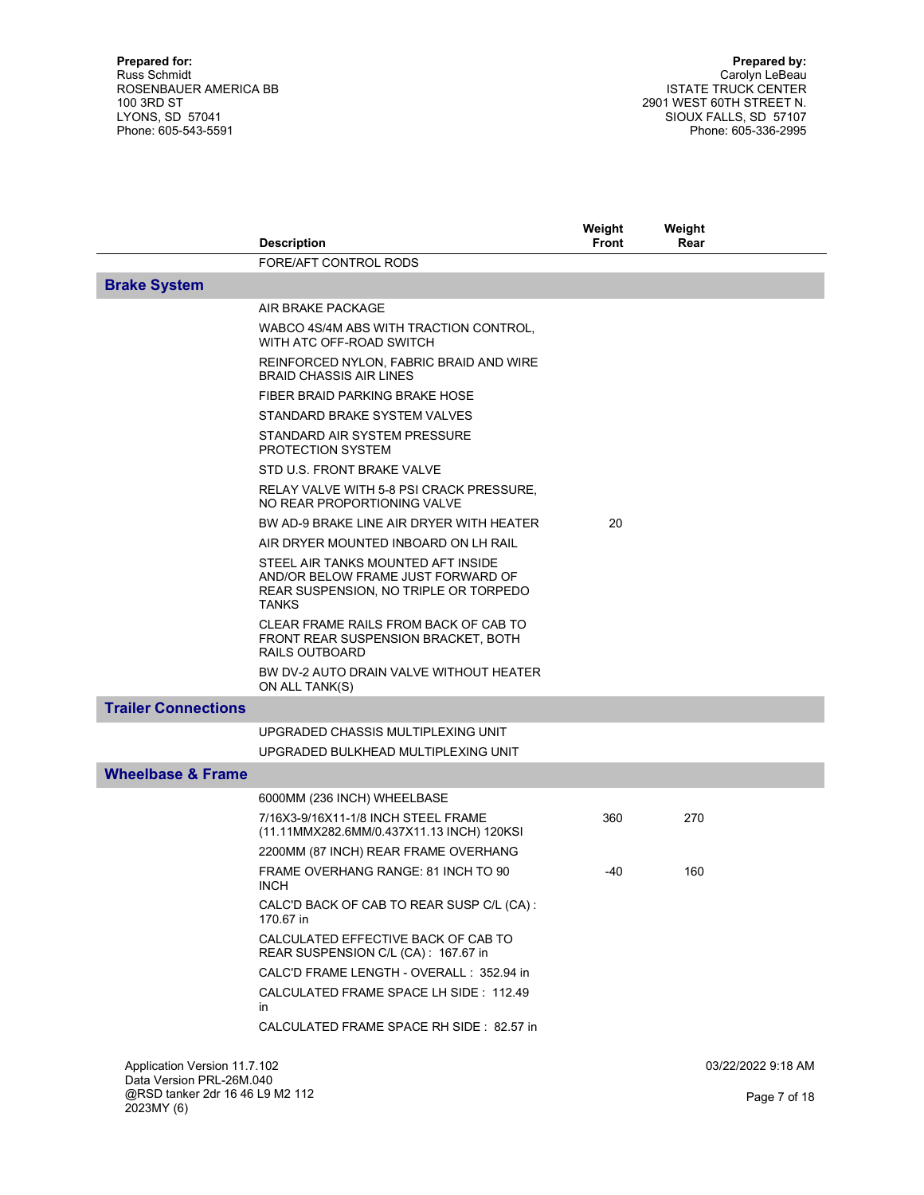**Prepared for:**
Russ Schmidt
ROSENBAUER AMERICA BB
100 3RD ST
LYONS, SD 57041
Phone: 605-543-5591

**Prepared by:**
Carolyn LeBeau
ISTATE TRUCK CENTER
2901 WEST 60TH STREET N.
SIOUX FALLS, SD 57107
Phone: 605-336-2995

| | Description | Weight Front | Weight Rear |
|---|---|---|---|
| | FORE/AFT CONTROL RODS | | |
| **Brake System** | | | |
| | AIR BRAKE PACKAGE | | |
| | WABCO 4S/4M ABS WITH TRACTION CONTROL, WITH ATC OFF-ROAD SWITCH | | |
| | REINFORCED NYLON, FABRIC BRAID AND WIRE BRAID CHASSIS AIR LINES | | |
| | FIBER BRAID PARKING BRAKE HOSE | | |
| | STANDARD BRAKE SYSTEM VALVES | | |
| | STANDARD AIR SYSTEM PRESSURE PROTECTION SYSTEM | | |
| | STD U.S. FRONT BRAKE VALVE | | |
| | RELAY VALVE WITH 5-8 PSI CRACK PRESSURE, NO REAR PROPORTIONING VALVE | | |
| | BW AD-9 BRAKE LINE AIR DRYER WITH HEATER | 20 | |
| | AIR DRYER MOUNTED INBOARD ON LH RAIL | | |
| | STEEL AIR TANKS MOUNTED AFT INSIDE AND/OR BELOW FRAME JUST FORWARD OF REAR SUSPENSION, NO TRIPLE OR TORPEDO TANKS | | |
| | CLEAR FRAME RAILS FROM BACK OF CAB TO FRONT REAR SUSPENSION BRACKET, BOTH RAILS OUTBOARD | | |
| | BW DV-2 AUTO DRAIN VALVE WITHOUT HEATER ON ALL TANK(S) | | |
| **Trailer Connections** | | | |
| | UPGRADED CHASSIS MULTIPLEXING UNIT | | |
| | UPGRADED BULKHEAD MULTIPLEXING UNIT | | |
| **Wheelbase & Frame** | | | |
| | 6000MM (236 INCH) WHEELBASE | | |
| | 7/16X3-9/16X11-1/8 INCH STEEL FRAME (11.11MMX282.6MM/0.437X11.13 INCH) 120KSI | 360 | 270 |
| | 2200MM (87 INCH) REAR FRAME OVERHANG | | |
| | FRAME OVERHANG RANGE: 81 INCH TO 90 INCH | -40 | 160 |
| | CALC'D BACK OF CAB TO REAR SUSP C/L (CA) : 170.67 in | | |
| | CALCULATED EFFECTIVE BACK OF CAB TO REAR SUSPENSION C/L (CA) : 167.67 in | | |
| | CALC'D FRAME LENGTH - OVERALL : 352.94 in | | |
| | CALCULATED FRAME SPACE LH SIDE : 112.49 in | | |
| | CALCULATED FRAME SPACE RH SIDE : 82.57 in | | |

Application Version 11.7.102
Data Version PRL-26M.040
@RSD tanker 2dr 16 46 L9 M2 112
2023MY (6)

03/22/2022 9:18 AM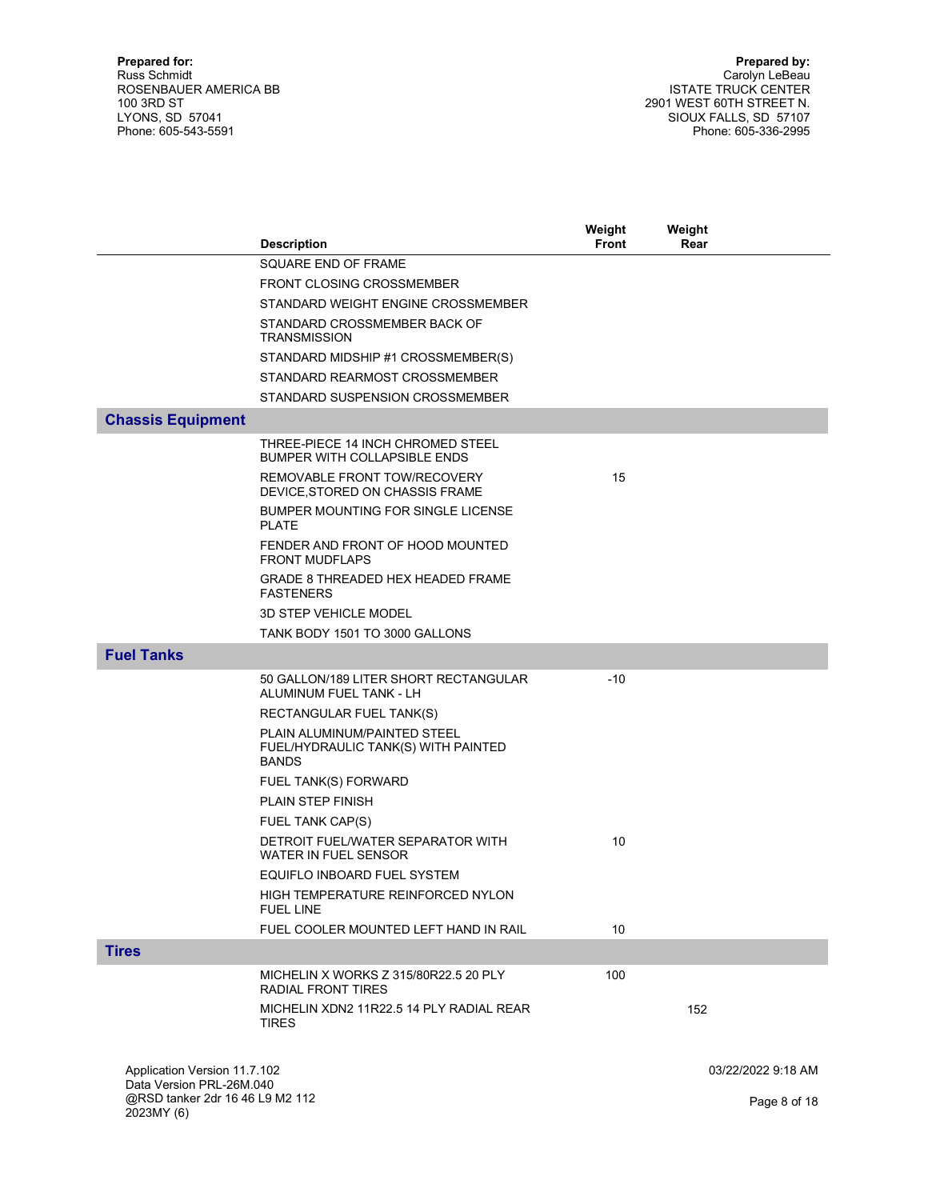**Prepared for:**
Russ Schmidt
ROSENBAUER AMERICA BB
100 3RD ST
LYONS, SD 57041
Phone: 605-543-5591

**Prepared by:**
Carolyn LeBeau
ISTATE TRUCK CENTER
2901 WEST 60TH STREET N.
SIOUX FALLS, SD 57107
Phone: 605-336-2995

| | Description | Weight Front | Weight Rear |
|---|---|---|---|
| | SQUARE END OF FRAME | | |
| | FRONT CLOSING CROSSMEMBER | | |
| | STANDARD WEIGHT ENGINE CROSSMEMBER | | |
| | STANDARD CROSSMEMBER BACK OF TRANSMISSION | | |
| | STANDARD MIDSHIP #1 CROSSMEMBER(S) | | |
| | STANDARD REARMOST CROSSMEMBER | | |
| | STANDARD SUSPENSION CROSSMEMBER | | |
| **Chassis Equipment** | | | |
| | THREE-PIECE 14 INCH CHROMED STEEL BUMPER WITH COLLAPSIBLE ENDS | | |
| | REMOVABLE FRONT TOW/RECOVERY DEVICE,STORED ON CHASSIS FRAME | 15 | |
| | BUMPER MOUNTING FOR SINGLE LICENSE PLATE | | |
| | FENDER AND FRONT OF HOOD MOUNTED FRONT MUDFLAPS | | |
| | GRADE 8 THREADED HEX HEADED FRAME FASTENERS | | |
| | 3D STEP VEHICLE MODEL | | |
| | TANK BODY 1501 TO 3000 GALLONS | | |
| **Fuel Tanks** | | | |
| | 50 GALLON/189 LITER SHORT RECTANGULAR ALUMINUM FUEL TANK - LH | -10 | |
| | RECTANGULAR FUEL TANK(S) | | |
| | PLAIN ALUMINUM/PAINTED STEEL FUEL/HYDRAULIC TANK(S) WITH PAINTED BANDS | | |
| | FUEL TANK(S) FORWARD | | |
| | PLAIN STEP FINISH | | |
| | FUEL TANK CAP(S) | | |
| | DETROIT FUEL/WATER SEPARATOR WITH WATER IN FUEL SENSOR | 10 | |
| | EQUIFLO INBOARD FUEL SYSTEM | | |
| | HIGH TEMPERATURE REINFORCED NYLON FUEL LINE | | |
| | FUEL COOLER MOUNTED LEFT HAND IN RAIL | 10 | |
| **Tires** | | | |
| | MICHELIN X WORKS Z 315/80R22.5 20 PLY RADIAL FRONT TIRES | 100 | |
| | MICHELIN XDN2 11R22.5 14 PLY RADIAL REAR TIRES | | 152 |

Application Version 11.7.102
Data Version PRL-26M.040
@RSD tanker 2dr 16 46 L9 M2 112 2023MY (6)

03/22/2022 9:18 AM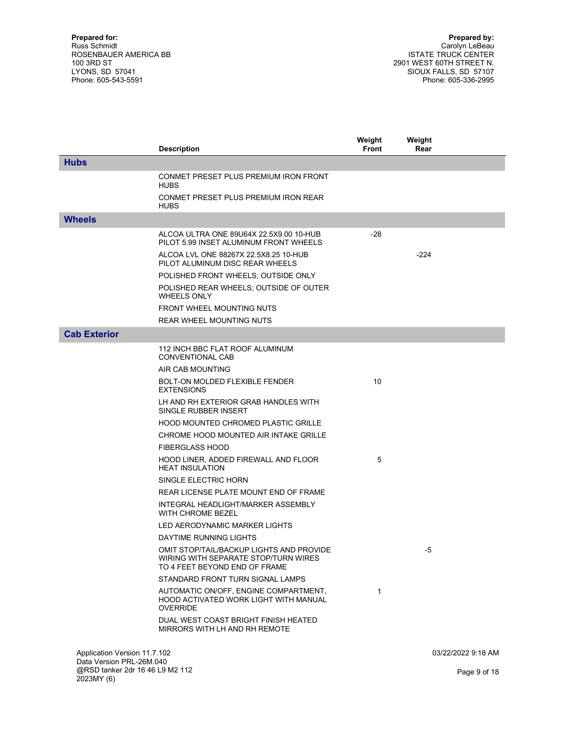**Prepared for:**
Russ Schmidt
ROSENBAUER AMERICA BB
100 3RD ST
LYONS, SD 57041
Phone: 605-543-5591

**Prepared by:**
Carolyn LeBeau
ISTATE TRUCK CENTER
2901 WEST 60TH STREET N.
SIOUX FALLS, SD 57107
Phone: 605-336-2995

| | Description | Weight Front | Weight Rear |
|---|---|---|---|
| **Hubs** | | | |
| | CONMET PRESET PLUS PREMIUM IRON FRONT HUBS | | |
| | CONMET PRESET PLUS PREMIUM IRON REAR HUBS | | |
| **Wheels** | | | |
| | ALCOA ULTRA ONE 89U64X 22.5X9.00 10-HUB PILOT 5.99 INSET ALUMINUM FRONT WHEELS | -28 | |
| | ALCOA LVL ONE 88267X 22.5X8.25 10-HUB PILOT ALUMINUM DISC REAR WHEELS | | -224 |
| | POLISHED FRONT WHEELS; OUTSIDE ONLY | | |
| | POLISHED REAR WHEELS; OUTSIDE OF OUTER WHEELS ONLY | | |
| | FRONT WHEEL MOUNTING NUTS | | |
| | REAR WHEEL MOUNTING NUTS | | |
| **Cab Exterior** | | | |
| | 112 INCH BBC FLAT ROOF ALUMINUM CONVENTIONAL CAB | | |
| | AIR CAB MOUNTING | | |
| | BOLT-ON MOLDED FLEXIBLE FENDER EXTENSIONS | 10 | |
| | LH AND RH EXTERIOR GRAB HANDLES WITH SINGLE RUBBER INSERT | | |
| | HOOD MOUNTED CHROMED PLASTIC GRILLE | | |
| | CHROME HOOD MOUNTED AIR INTAKE GRILLE | | |
| | FIBERGLASS HOOD | | |
| | HOOD LINER, ADDED FIREWALL AND FLOOR HEAT INSULATION | 5 | |
| | SINGLE ELECTRIC HORN | | |
| | REAR LICENSE PLATE MOUNT END OF FRAME | | |
| | INTEGRAL HEADLIGHT/MARKER ASSEMBLY WITH CHROME BEZEL | | |
| | LED AERODYNAMIC MARKER LIGHTS | | |
| | DAYTIME RUNNING LIGHTS | | |
| | OMIT STOP/TAIL/BACKUP LIGHTS AND PROVIDE WIRING WITH SEPARATE STOP/TURN WIRES TO 4 FEET BEYOND END OF FRAME | | -5 |
| | STANDARD FRONT TURN SIGNAL LAMPS | | |
| | AUTOMATIC ON/OFF, ENGINE COMPARTMENT, HOOD ACTIVATED WORK LIGHT WITH MANUAL OVERRIDE | 1 | |
| | DUAL WEST COAST BRIGHT FINISH HEATED MIRRORS WITH LH AND RH REMOTE | | |

Application Version 11.7.102
Data Version PRL-26M.040
@RSD tanker 2dr 16 46 L9 M2 112
2023MY (6)

03/22/2022 9:18 AM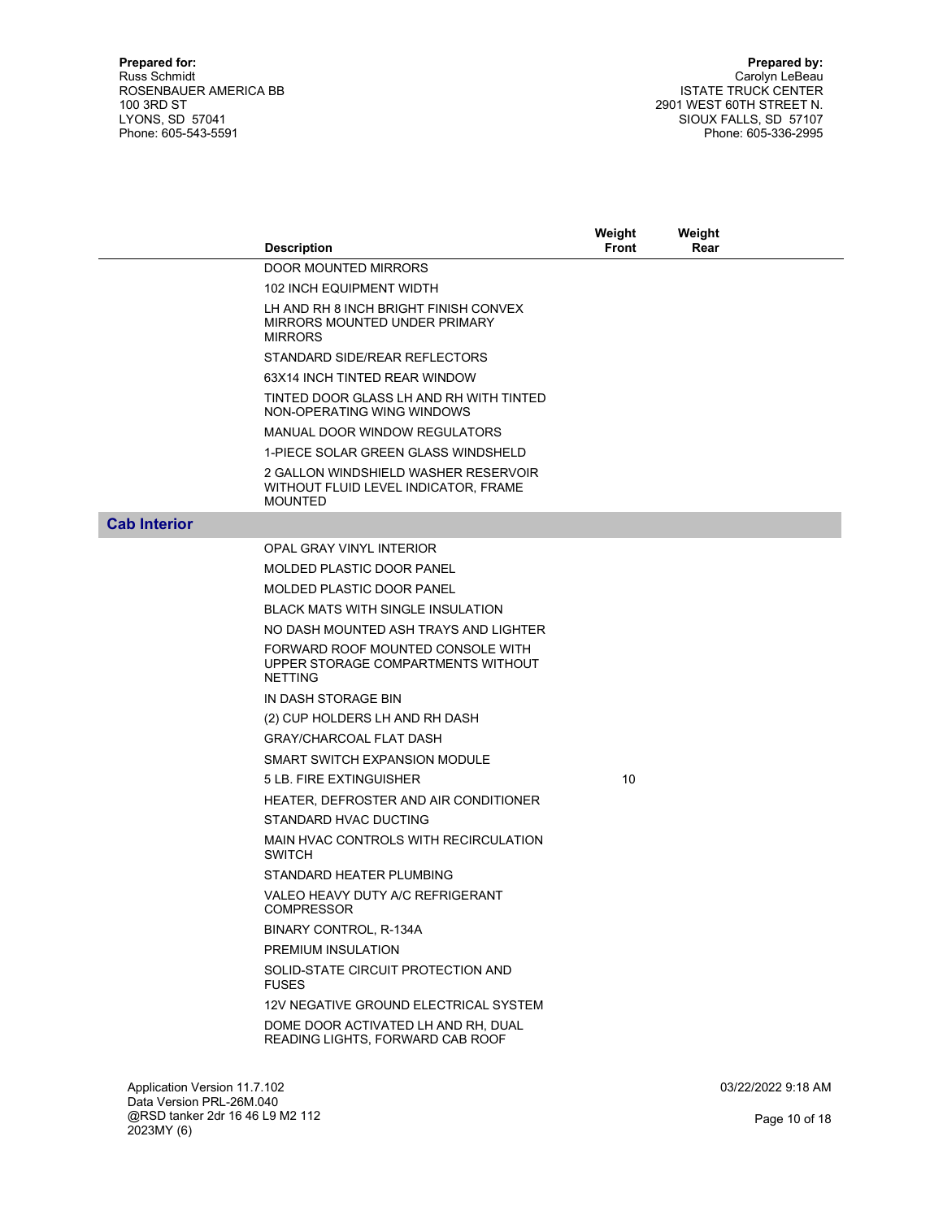**Prepared for:**
Russ Schmidt
ROSENBAUER AMERICA BB
100 3RD ST
LYONS, SD 57041
Phone: 605-543-5591

**Prepared by:**
Carolyn LeBeau
ISTATE TRUCK CENTER
2901 WEST 60TH STREET N.
SIOUX FALLS, SD 57107
Phone: 605-336-2995

| | Description | Weight Front | Weight Rear |
|---|---|---|---|
| | DOOR MOUNTED MIRRORS | | |
| | 102 INCH EQUIPMENT WIDTH | | |
| | LH AND RH 8 INCH BRIGHT FINISH CONVEX MIRRORS MOUNTED UNDER PRIMARY MIRRORS | | |
| | STANDARD SIDE/REAR REFLECTORS | | |
| | 63X14 INCH TINTED REAR WINDOW | | |
| | TINTED DOOR GLASS LH AND RH WITH TINTED NON-OPERATING WING WINDOWS | | |
| | MANUAL DOOR WINDOW REGULATORS | | |
| | 1-PIECE SOLAR GREEN GLASS WINDSHELD | | |
| | 2 GALLON WINDSHIELD WASHER RESERVOIR WITHOUT FLUID LEVEL INDICATOR, FRAME MOUNTED | | |
| **Cab Interior** | | | |
| | OPAL GRAY VINYL INTERIOR | | |
| | MOLDED PLASTIC DOOR PANEL | | |
| | MOLDED PLASTIC DOOR PANEL | | |
| | BLACK MATS WITH SINGLE INSULATION | | |
| | NO DASH MOUNTED ASH TRAYS AND LIGHTER | | |
| | FORWARD ROOF MOUNTED CONSOLE WITH UPPER STORAGE COMPARTMENTS WITHOUT NETTING | | |
| | IN DASH STORAGE BIN | | |
| | (2) CUP HOLDERS LH AND RH DASH | | |
| | GRAY/CHARCOAL FLAT DASH | | |
| | SMART SWITCH EXPANSION MODULE | | |
| | 5 LB. FIRE EXTINGUISHER | 10 | |
| | HEATER, DEFROSTER AND AIR CONDITIONER | | |
| | STANDARD HVAC DUCTING | | |
| | MAIN HVAC CONTROLS WITH RECIRCULATION SWITCH | | |
| | STANDARD HEATER PLUMBING | | |
| | VALEO HEAVY DUTY A/C REFRIGERANT COMPRESSOR | | |
| | BINARY CONTROL, R-134A | | |
| | PREMIUM INSULATION | | |
| | SOLID-STATE CIRCUIT PROTECTION AND FUSES | | |
| | 12V NEGATIVE GROUND ELECTRICAL SYSTEM | | |
| | DOME DOOR ACTIVATED LH AND RH, DUAL READING LIGHTS, FORWARD CAB ROOF | | |

Application Version 11.7.102
Data Version PRL-26M.040
@RSD tanker 2dr 16 46 L9 M2 112
2023MY (6)

03/22/2022 9:18 AM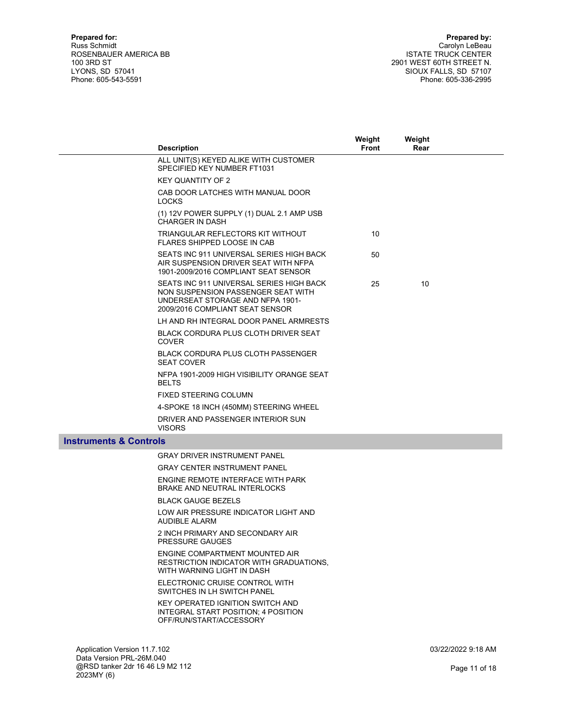**Prepared for:**
Russ Schmidt
ROSENBAUER AMERICA BB
100 3RD ST
LYONS, SD 57041
Phone: 605-543-5591

**Prepared by:**
Carolyn LeBeau
ISTATE TRUCK CENTER
2901 WEST 60TH STREET N.
SIOUX FALLS, SD 57107
Phone: 605-336-2995

| Description | Weight Front | Weight Rear |
|---|---|---|
| ALL UNIT(S) KEYED ALIKE WITH CUSTOMER SPECIFIED KEY NUMBER FT1031 | | |
| KEY QUANTITY OF 2 | | |
| CAB DOOR LATCHES WITH MANUAL DOOR LOCKS | | |
| (1) 12V POWER SUPPLY (1) DUAL 2.1 AMP USB CHARGER IN DASH | | |
| TRIANGULAR REFLECTORS KIT WITHOUT FLARES SHIPPED LOOSE IN CAB | 10 | |
| SEATS INC 911 UNIVERSAL SERIES HIGH BACK AIR SUSPENSION DRIVER SEAT WITH NFPA 1901-2009/2016 COMPLIANT SEAT SENSOR | 50 | |
| SEATS INC 911 UNIVERSAL SERIES HIGH BACK NON SUSPENSION PASSENGER SEAT WITH UNDERSEAT STORAGE AND NFPA 1901-2009/2016 COMPLIANT SEAT SENSOR | 25 | 10 |
| LH AND RH INTEGRAL DOOR PANEL ARMRESTS | | |
| BLACK CORDURA PLUS CLOTH DRIVER SEAT COVER | | |
| BLACK CORDURA PLUS CLOTH PASSENGER SEAT COVER | | |
| NFPA 1901-2009 HIGH VISIBILITY ORANGE SEAT BELTS | | |
| FIXED STEERING COLUMN | | |
| 4-SPOKE 18 INCH (450MM) STEERING WHEEL | | |
| DRIVER AND PASSENGER INTERIOR SUN VISORS | | |

## Instruments & Controls

| Description | Weight Front | Weight Rear |
|---|---|---|
| GRAY DRIVER INSTRUMENT PANEL | | |
| GRAY CENTER INSTRUMENT PANEL | | |
| ENGINE REMOTE INTERFACE WITH PARK BRAKE AND NEUTRAL INTERLOCKS | | |
| BLACK GAUGE BEZELS | | |
| LOW AIR PRESSURE INDICATOR LIGHT AND AUDIBLE ALARM | | |
| 2 INCH PRIMARY AND SECONDARY AIR PRESSURE GAUGES | | |
| ENGINE COMPARTMENT MOUNTED AIR RESTRICTION INDICATOR WITH GRADUATIONS, WITH WARNING LIGHT IN DASH | | |
| ELECTRONIC CRUISE CONTROL WITH SWITCHES IN LH SWITCH PANEL | | |
| KEY OPERATED IGNITION SWITCH AND INTEGRAL START POSITION; 4 POSITION OFF/RUN/START/ACCESSORY | | |

Application Version 11.7.102
Data Version PRL-26M.040
@RSD tanker 2dr 16 46 L9 M2 112
2023MY (6)

03/22/2022 9:18 AM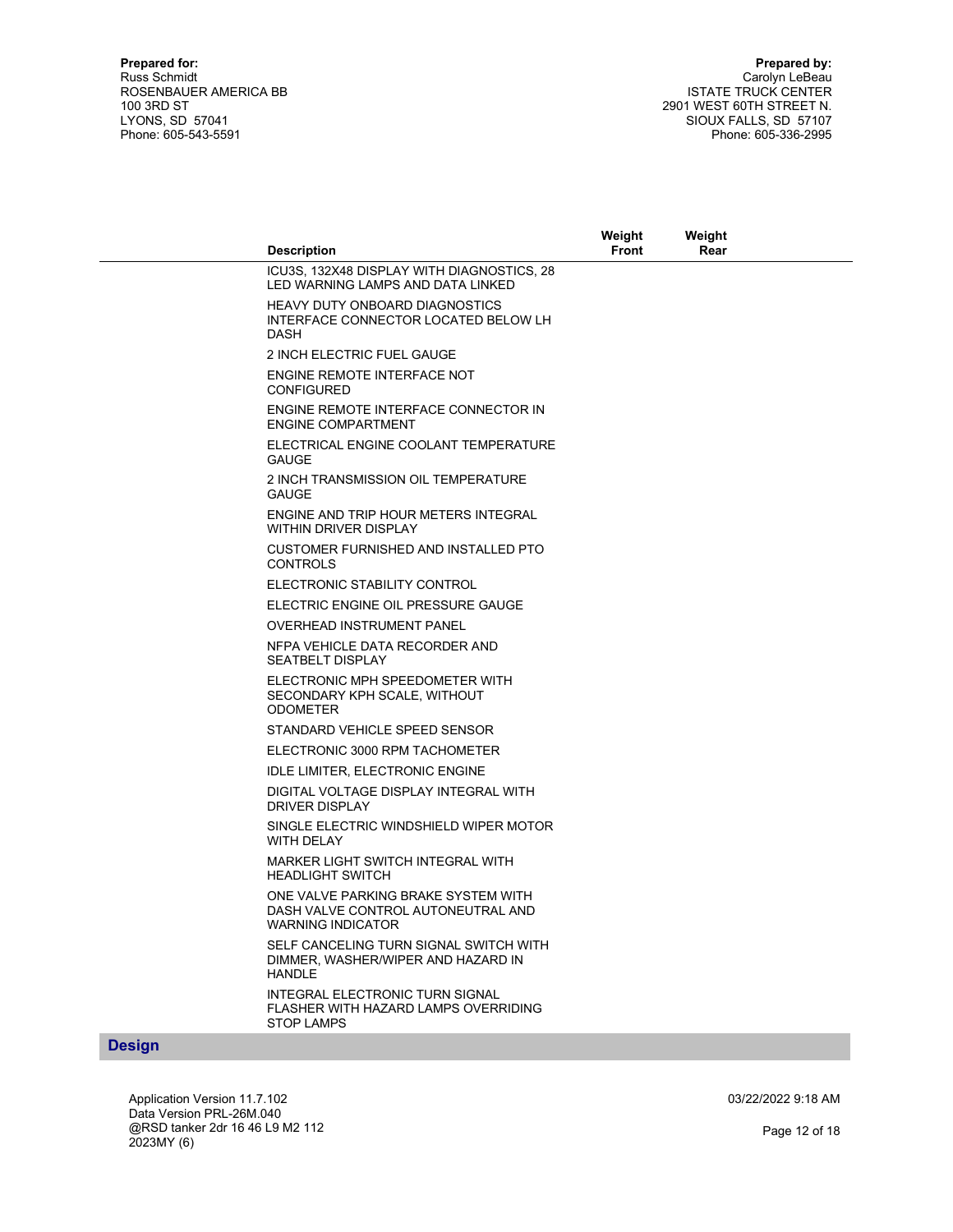**Prepared for:**
Russ Schmidt
ROSENBAUER AMERICA BB
100 3RD ST
LYONS, SD 57041
Phone: 605-543-5591

**Prepared by:**
Carolyn LeBeau
ISTATE TRUCK CENTER
2901 WEST 60TH STREET N.
SIOUX FALLS, SD 57107
Phone: 605-336-2995

| Description | Weight Front | Weight Rear |
|---|---|---|
| ICU3S, 132X48 DISPLAY WITH DIAGNOSTICS, 28 LED WARNING LAMPS AND DATA LINKED | | |
| HEAVY DUTY ONBOARD DIAGNOSTICS INTERFACE CONNECTOR LOCATED BELOW LH DASH | | |
| 2 INCH ELECTRIC FUEL GAUGE | | |
| ENGINE REMOTE INTERFACE NOT CONFIGURED | | |
| ENGINE REMOTE INTERFACE CONNECTOR IN ENGINE COMPARTMENT | | |
| ELECTRICAL ENGINE COOLANT TEMPERATURE GAUGE | | |
| 2 INCH TRANSMISSION OIL TEMPERATURE GAUGE | | |
| ENGINE AND TRIP HOUR METERS INTEGRAL WITHIN DRIVER DISPLAY | | |
| CUSTOMER FURNISHED AND INSTALLED PTO CONTROLS | | |
| ELECTRONIC STABILITY CONTROL | | |
| ELECTRIC ENGINE OIL PRESSURE GAUGE | | |
| OVERHEAD INSTRUMENT PANEL | | |
| NFPA VEHICLE DATA RECORDER AND SEATBELT DISPLAY | | |
| ELECTRONIC MPH SPEEDOMETER WITH SECONDARY KPH SCALE, WITHOUT ODOMETER | | |
| STANDARD VEHICLE SPEED SENSOR | | |
| ELECTRONIC 3000 RPM TACHOMETER | | |
| IDLE LIMITER, ELECTRONIC ENGINE | | |
| DIGITAL VOLTAGE DISPLAY INTEGRAL WITH DRIVER DISPLAY | | |
| SINGLE ELECTRIC WINDSHIELD WIPER MOTOR WITH DELAY | | |
| MARKER LIGHT SWITCH INTEGRAL WITH HEADLIGHT SWITCH | | |
| ONE VALVE PARKING BRAKE SYSTEM WITH DASH VALVE CONTROL AUTONEUTRAL AND WARNING INDICATOR | | |
| SELF CANCELING TURN SIGNAL SWITCH WITH DIMMER, WASHER/WIPER AND HAZARD IN HANDLE | | |
| INTEGRAL ELECTRONIC TURN SIGNAL FLASHER WITH HAZARD LAMPS OVERRIDING STOP LAMPS | | |

## Design

Application Version 11.7.102
Data Version PRL-26M.040
@RSD tanker 2dr 16 46 L9 M2 112 2023MY (6)

03/22/2022 9:18 AM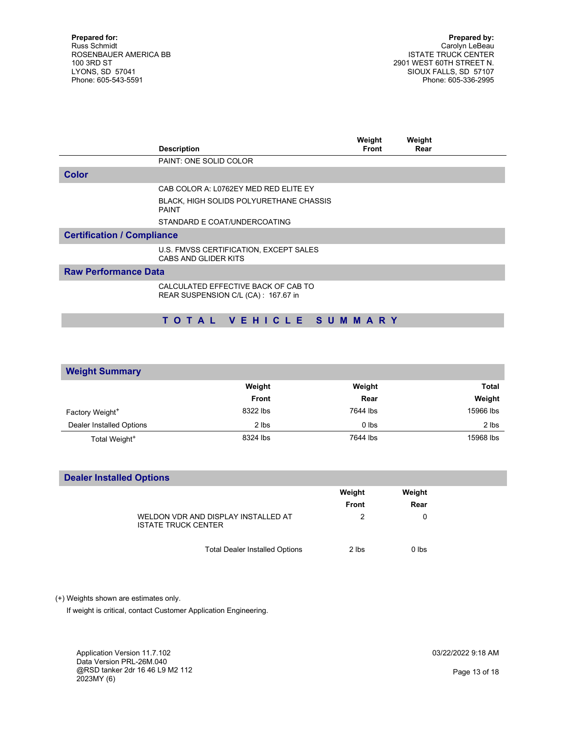**Prepared for:**
Russ Schmidt
ROSENBAUER AMERICA BB
100 3RD ST
LYONS, SD 57041
Phone: 605-543-5591

**Prepared by:**
Carolyn LeBeau
ISTATE TRUCK CENTER
2901 WEST 60TH STREET N.
SIOUX FALLS, SD 57107
Phone: 605-336-2995

| | Description | Weight Front | Weight Rear |
|---|---|---|---|
| | PAINT: ONE SOLID COLOR | | |
| **Color** | | | |
| | CAB COLOR A: L0762EY MED RED ELITE EY | | |
| | BLACK, HIGH SOLIDS POLYURETHANE CHASSIS PAINT | | |
| | STANDARD E COAT/UNDERCOATING | | |
| **Certification / Compliance** | | | |
| | U.S. FMVSS CERTIFICATION, EXCEPT SALES CABS AND GLIDER KITS | | |
| **Raw Performance Data** | | | |
| | CALCULATED EFFECTIVE BACK OF CAB TO REAR SUSPENSION C/L (CA) : 167.67 in | | |

## TOTAL VEHICLE SUMMARY

### Weight Summary

| | Weight Front | Weight Rear | Total Weight |
|---|---|---|---|
| Factory Weight+ | 8322 lbs | 7644 lbs | 15966 lbs |
| Dealer Installed Options | 2 lbs | 0 lbs | 2 lbs |
| Total Weight+ | 8324 lbs | 7644 lbs | 15968 lbs |

### Dealer Installed Options

| | Weight Front | Weight Rear |
|---|---|---|
| WELDON VDR AND DISPLAY INSTALLED AT ISTATE TRUCK CENTER | 2 | 0 |
| Total Dealer Installed Options | 2 lbs | 0 lbs |

(+) Weights shown are estimates only.
If weight is critical, contact Customer Application Engineering.

Application Version 11.7.102
Data Version PRL-26M.040
@RSD tanker 2dr 16 46 L9 M2 112
2023MY (6)

03/22/2022 9:18 AM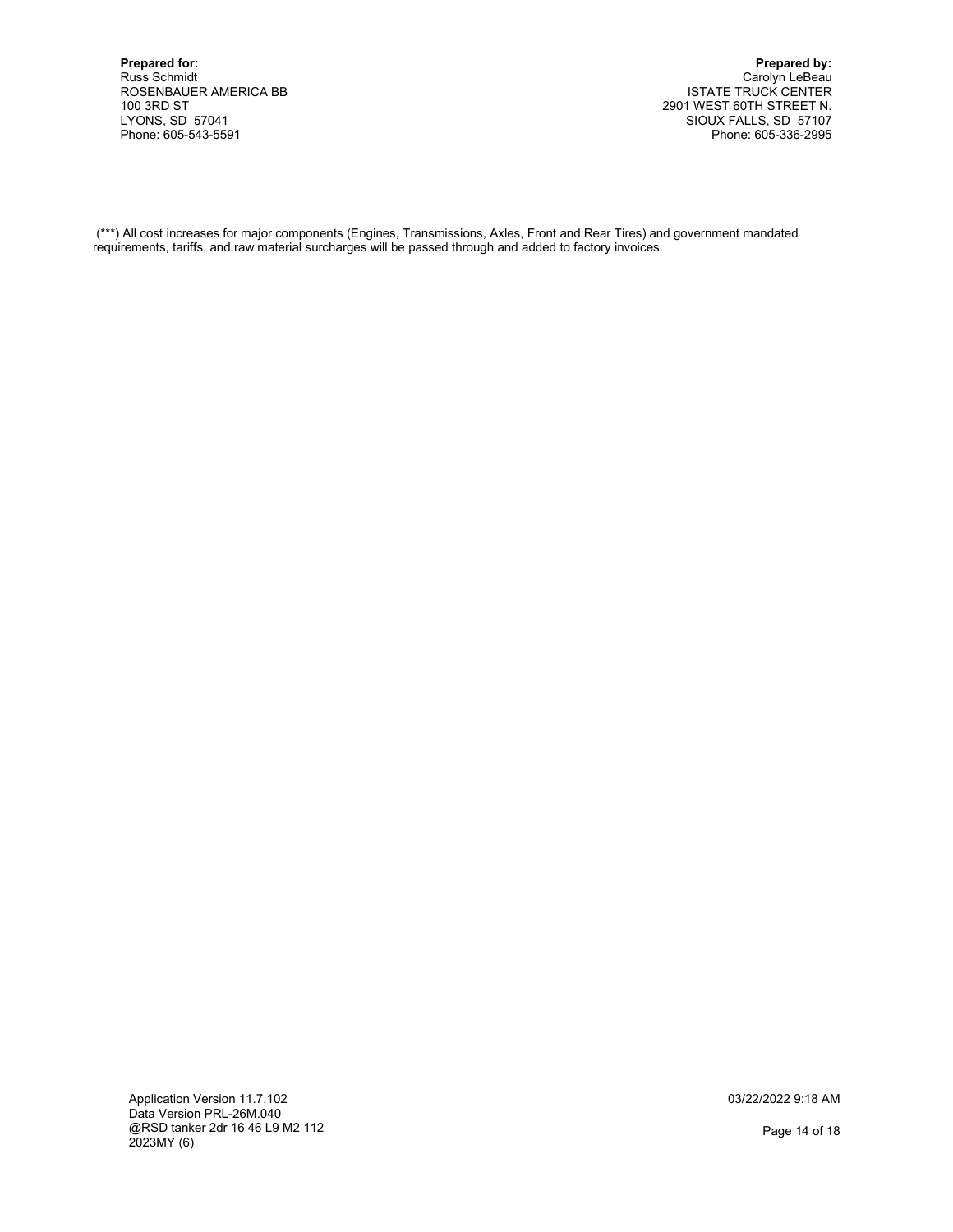**Prepared for:**
Russ Schmidt
ROSENBAUER AMERICA BB
100 3RD ST
LYONS, SD 57041
Phone: 605-543-5591

**Prepared by:**
Carolyn LeBeau
ISTATE TRUCK CENTER
2901 WEST 60TH STREET N.
SIOUX FALLS, SD 57107
Phone: 605-336-2995

(***) All cost increases for major components (Engines, Transmissions, Axles, Front and Rear Tires) and government mandated requirements, tariffs, and raw material surcharges will be passed through and added to factory invoices.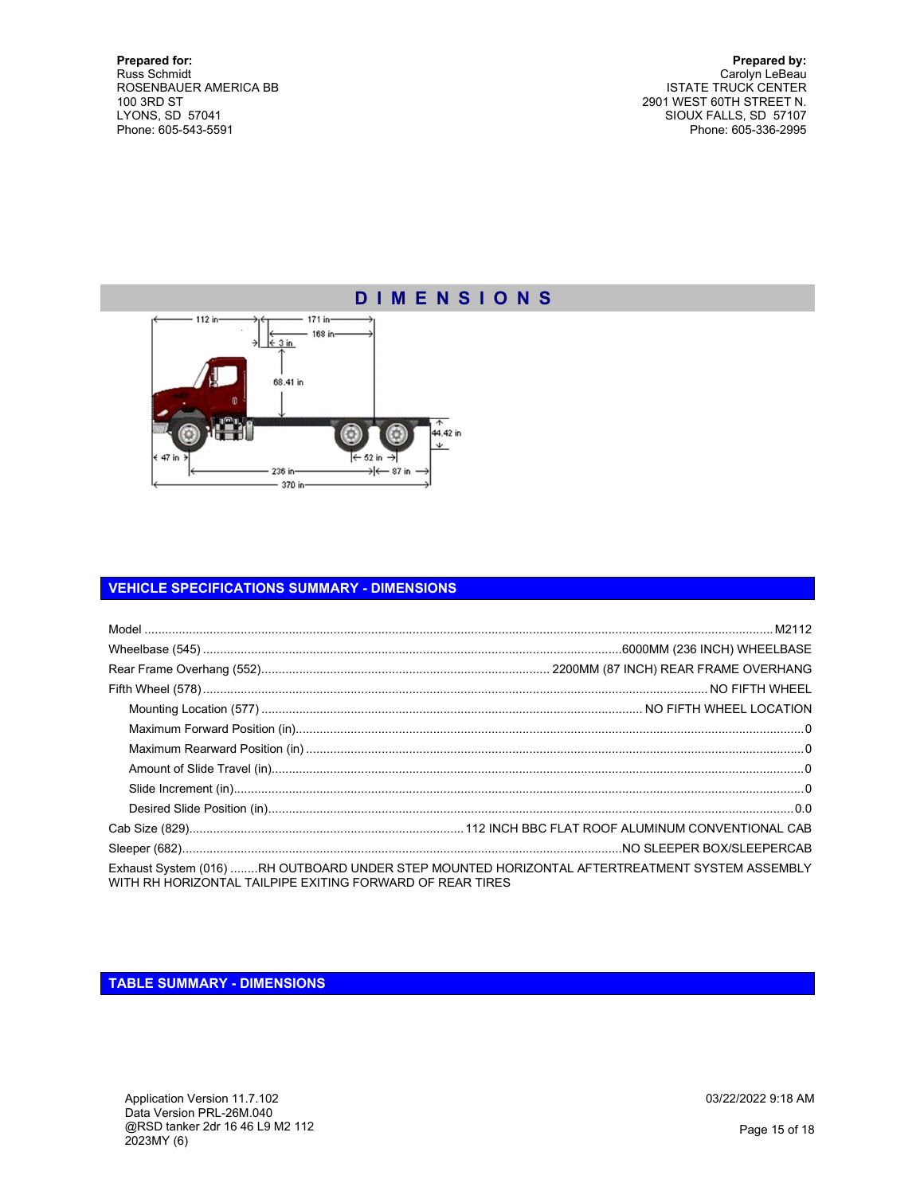**Prepared for:**
Russ Schmidt
ROSENBAUER AMERICA BB
100 3RD ST
LYONS, SD 57041
Phone: 605-543-5591

**Prepared by:**
Carolyn LeBeau
ISTATE TRUCK CENTER
2901 WEST 60TH STREET N.
SIOUX FALLS, SD 57107
Phone: 605-336-2995

## DIMENSIONS

112 in
171 in
168 in
3 in
68.41 in
44.42 in
47 in
52 in
236 in
87 in
370 in

## VEHICLE SPECIFICATIONS SUMMARY - DIMENSIONS

| Item | Value |
|---|---|
| Model | M2112 |
| Wheelbase (545) | 6000MM (236 INCH) WHEELBASE |
| Rear Frame Overhang (552) | 2200MM (87 INCH) REAR FRAME OVERHANG |
| Fifth Wheel (578) | NO FIFTH WHEEL |
| Mounting Location (577) | NO FIFTH WHEEL LOCATION |
| Maximum Forward Position (in) | 0 |
| Maximum Rearward Position (in) | 0 |
| Amount of Slide Travel (in) | 0 |
| Slide Increment (in) | 0 |
| Desired Slide Position (in) | 0.0 |
| Cab Size (829) | 112 INCH BBC FLAT ROOF ALUMINUM CONVENTIONAL CAB |
| Sleeper (682) | NO SLEEPER BOX/SLEEPERCAB |
| Exhaust System (016) | RH OUTBOARD UNDER STEP MOUNTED HORIZONTAL AFTERTREATMENT SYSTEM ASSEMBLY WITH RH HORIZONTAL TAILPIPE EXITING FORWARD OF REAR TIRES |

## TABLE SUMMARY - DIMENSIONS

Application Version 11.7.102
Data Version PRL-26M.040
@RSD tanker 2dr 16 46 L9 M2 112
2023MY (6)

03/22/2022 9:18 AM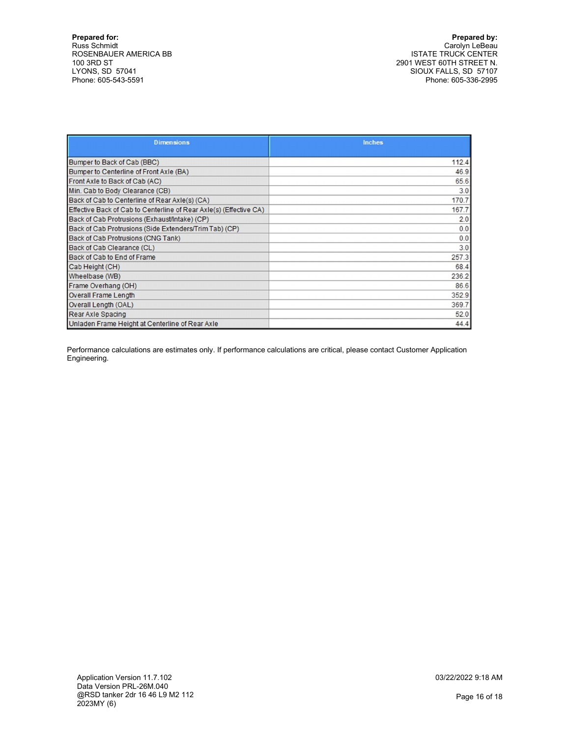**Prepared for:**
Russ Schmidt
ROSENBAUER AMERICA BB
100 3RD ST
LYONS, SD 57041
Phone: 605-543-5591

**Prepared by:**
Carolyn LeBeau
ISTATE TRUCK CENTER
2901 WEST 60TH STREET N.
SIOUX FALLS, SD 57107
Phone: 605-336-2995

| Dimensions | Inches |
|---|---|
| Bumper to Back of Cab (BBC) | 112.4 |
| Bumper to Centerline of Front Axle (BA) | 46.9 |
| Front Axle to Back of Cab (AC) | 65.6 |
| Min. Cab to Body Clearance (CB) | 3.0 |
| Back of Cab to Centerline of Rear Axle(s) (CA) | 170.7 |
| Effective Back of Cab to Centerline of Rear Axle(s) (Effective CA) | 167.7 |
| Back of Cab Protrusions (Exhaust/Intake) (CP) | 2.0 |
| Back of Cab Protrusions (Side Extenders/Trim Tab) (CP) | 0.0 |
| Back of Cab Protrusions (CNG Tank) | 0.0 |
| Back of Cab Clearance (CL) | 3.0 |
| Back of Cab to End of Frame | 257.3 |
| Cab Height (CH) | 68.4 |
| Wheelbase (WB) | 236.2 |
| Frame Overhang (OH) | 86.6 |
| Overall Frame Length | 352.9 |
| Overall Length (OAL) | 369.7 |
| Rear Axle Spacing | 52.0 |
| Unladen Frame Height at Centerline of Rear Axle | 44.4 |

Performance calculations are estimates only. If performance calculations are critical, please contact Customer Application Engineering.

Application Version 11.7.102
Data Version PRL-26M.040
@RSD tanker 2dr 16 46 L9 M2 112
2023MY (6)

03/22/2022 9:18 AM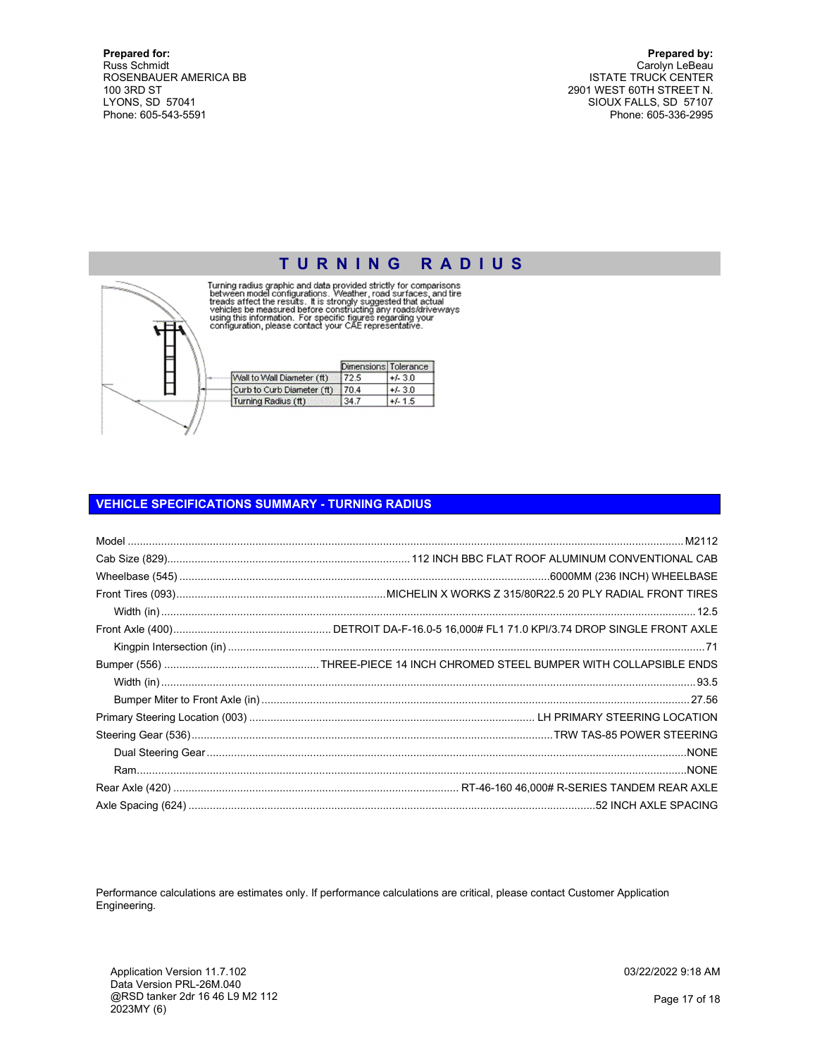**Prepared for:**
Russ Schmidt
ROSENBAUER AMERICA BB
100 3RD ST
LYONS, SD 57041
Phone: 605-543-5591

**Prepared by:**
Carolyn LeBeau
ISTATE TRUCK CENTER
2901 WEST 60TH STREET N.
SIOUX FALLS, SD 57107
Phone: 605-336-2995

## TURNING RADIUS

Turning radius graphic and data provided strictly for comparisons between model configurations. Weather, road surfaces, and tire treads affect the results. It is strongly suggested that actual vehicles be measured before constructing any roads/driveways using this information. For specific figures regarding your configuration, please contact your CAE representative.

| | Dimensions | Tolerance |
|---|---|---|
| Wall to Wall Diameter (ft) | 72.5 | +/- 3.0 |
| Curb to Curb Diameter (ft) | 70.4 | +/- 3.0 |
| Turning Radius (ft) | 34.7 | +/- 1.5 |

## VEHICLE SPECIFICATIONS SUMMARY - TURNING RADIUS

| Item | Value |
|---|---|
| Model | M2112 |
| Cab Size (829) | 112 INCH BBC FLAT ROOF ALUMINUM CONVENTIONAL CAB |
| Wheelbase (545) | 6000MM (236 INCH) WHEELBASE |
| Front Tires (093) | MICHELIN X WORKS Z 315/80R22.5 20 PLY RADIAL FRONT TIRES |
| Width (in) | 12.5 |
| Front Axle (400) | DETROIT DA-F-16.0-5 16,000# FL1 71.0 KPI/3.74 DROP SINGLE FRONT AXLE |
| Kingpin Intersection (in) | 71 |
| Bumper (556) | THREE-PIECE 14 INCH CHROMED STEEL BUMPER WITH COLLAPSIBLE ENDS |
| Width (in) | 93.5 |
| Bumper Miter to Front Axle (in) | 27.56 |
| Primary Steering Location (003) | LH PRIMARY STEERING LOCATION |
| Steering Gear (536) | TRW TAS-85 POWER STEERING |
| Dual Steering Gear | NONE |
| Ram | NONE |
| Rear Axle (420) | RT-46-160 46,000# R-SERIES TANDEM REAR AXLE |
| Axle Spacing (624) | 52 INCH AXLE SPACING |

Performance calculations are estimates only. If performance calculations are critical, please contact Customer Application Engineering.

Application Version 11.7.102
Data Version PRL-26M.040
@RSD tanker 2dr 16 46 L9 M2 112
2023MY (6)

03/22/2022 9:18 AM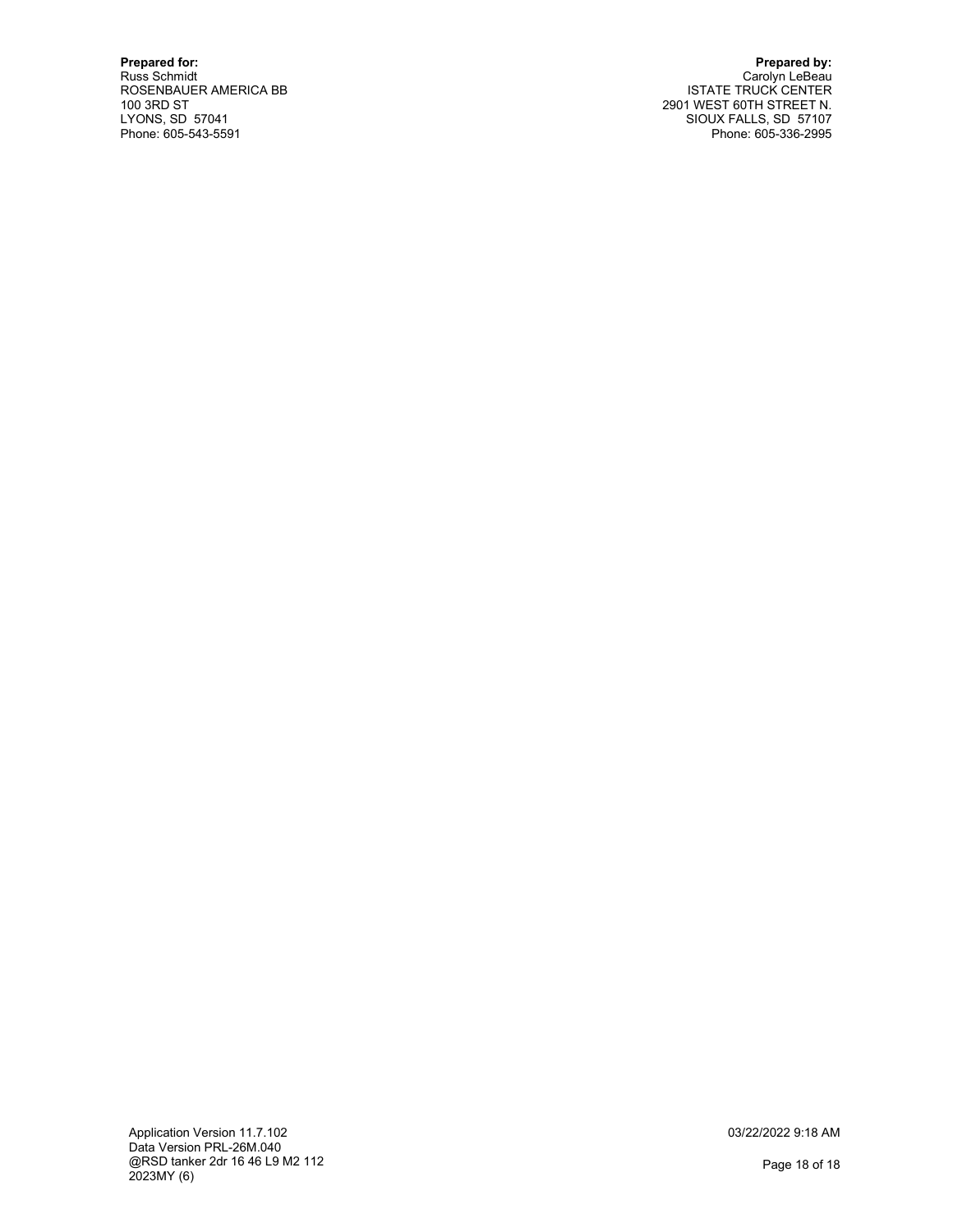**Prepared for:**
Russ Schmidt
ROSENBAUER AMERICA BB
100 3RD ST
LYONS, SD 57041
Phone: 605-543-5591

**Prepared by:**
Carolyn LeBeau
ISTATE TRUCK CENTER
2901 WEST 60TH STREET N.
SIOUX FALLS, SD 57107
Phone: 605-336-2995